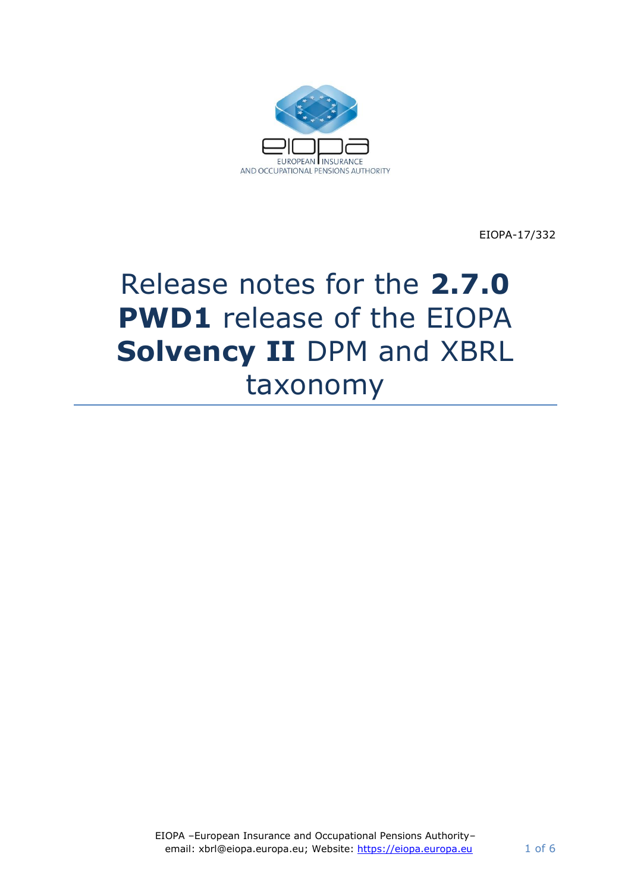EIOPA-17/332

# Release notes for the **2.7.0 PWD1** release of the EIOPA **Solvency II** DPM and XBRL taxonomy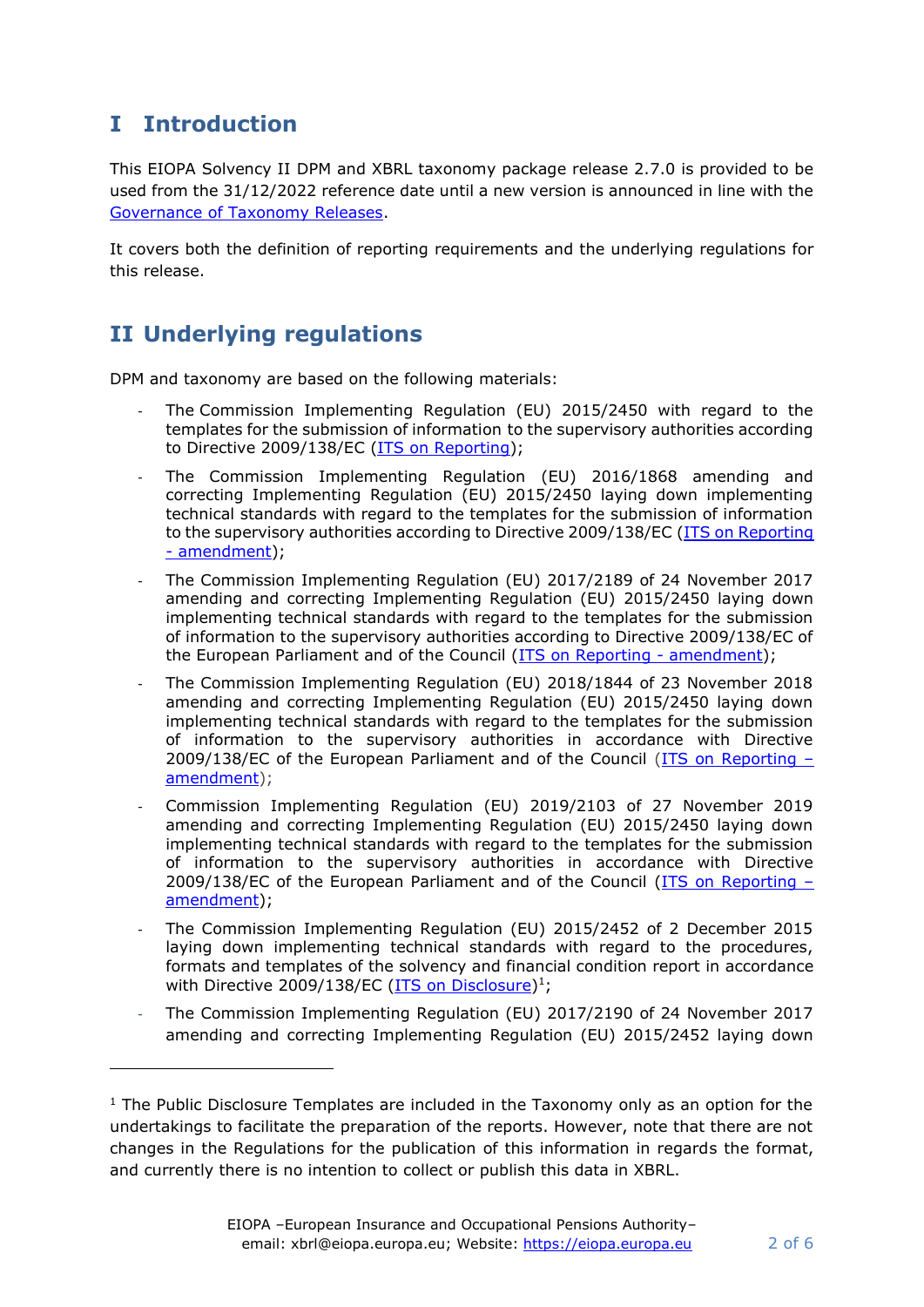# I Introduction

This EIOPA Solvency II DPM and XBRL taxonomy package release 2.7.0 is provided to be used from the 31/12/2022 reference date until a new version is announced in line with the Governance of Taxonomy Releases.

It covers both the definition of reporting requirements and the underlying regulations for this release.

# II Underlying regulations

DPM and taxonomy are based on the following materials:

- The Commission Implementing Regulation (EU) 2015/2450 with regard to the templates for the submission of information to the supervisory authorities according to Directive 2009/138/EC (ITS on Reporting);
- The Commission Implementing Regulation (EU) 2016/1868 amending and correcting Implementing Regulation (EU) 2015/2450 laying down implementing technical standards with regard to the templates for the submission of information to the supervisory authorities according to Directive 2009/138/EC (ITS on Reporting - amendment);
- The Commission Implementing Regulation (EU) 2017/2189 of 24 November 2017 amending and correcting Implementing Regulation (EU) 2015/2450 laying down implementing technical standards with regard to the templates for the submission of information to the supervisory authorities according to Directive 2009/138/EC of the European Parliament and of the Council (ITS on Reporting - amendment);
- The Commission Implementing Regulation (EU) 2018/1844 of 23 November 2018 amending and correcting Implementing Regulation (EU) 2015/2450 laying down implementing technical standards with regard to the templates for the submission of information to the supervisory authorities in accordance with Directive 2009/138/EC of the European Parliament and of the Council (ITS on Reporting – amendment);
- Commission Implementing Regulation (EU) 2019/2103 of 27 November 2019 amending and correcting Implementing Regulation (EU) 2015/2450 laying down implementing technical standards with regard to the templates for the submission of information to the supervisory authorities in accordance with Directive 2009/138/EC of the European Parliament and of the Council (ITS on Reporting – amendment);
- The Commission Implementing Regulation (EU) 2015/2452 of 2 December 2015 laying down implementing technical standards with regard to the procedures, formats and templates of the solvency and financial condition report in accordance with Directive 2009/138/EC (ITS on Disclosure)[1];
- The Commission Implementing Regulation (EU) 2017/2190 of 24 November 2017 amending and correcting Implementing Regulation (EU) 2015/2452 laying down

[1] The Public Disclosure Templates are included in the Taxonomy only as an option for the undertakings to facilitate the preparation of the reports. However, note that there are not changes in the Regulations for the publication of this information in regards the format, and currently there is no intention to collect or publish this data in XBRL.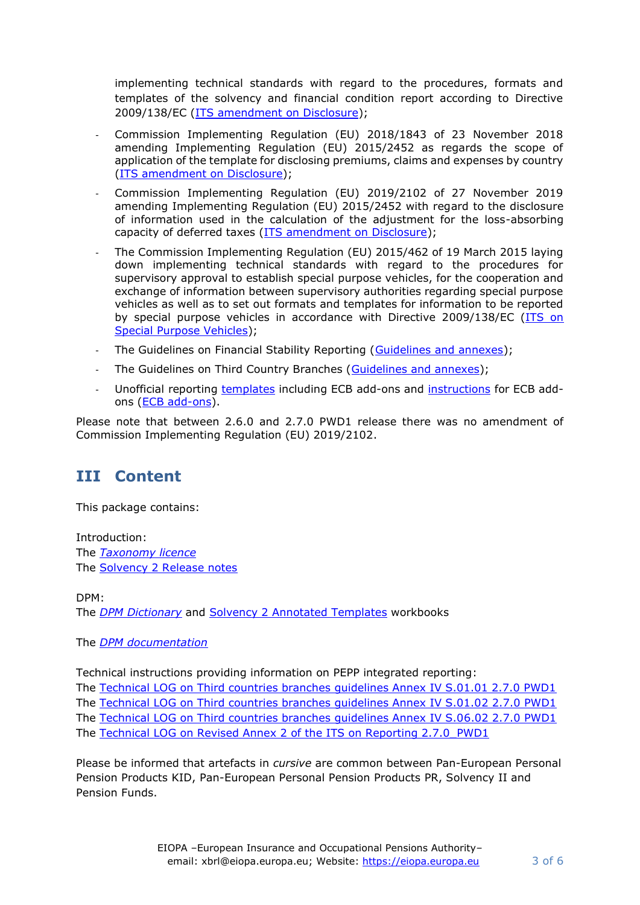implementing technical standards with regard to the procedures, formats and templates of the solvency and financial condition report according to Directive 2009/138/EC (ITS amendment on Disclosure);

- Commission Implementing Regulation (EU) 2018/1843 of 23 November 2018 amending Implementing Regulation (EU) 2015/2452 as regards the scope of application of the template for disclosing premiums, claims and expenses by country (ITS amendment on Disclosure);
- Commission Implementing Regulation (EU) 2019/2102 of 27 November 2019 amending Implementing Regulation (EU) 2015/2452 with regard to the disclosure of information used in the calculation of the adjustment for the loss-absorbing capacity of deferred taxes (ITS amendment on Disclosure);
- The Commission Implementing Regulation (EU) 2015/462 of 19 March 2015 laying down implementing technical standards with regard to the procedures for supervisory approval to establish special purpose vehicles, for the cooperation and exchange of information between supervisory authorities regarding special purpose vehicles as well as to set out formats and templates for information to be reported by special purpose vehicles in accordance with Directive 2009/138/EC (ITS on Special Purpose Vehicles);
- The Guidelines on Financial Stability Reporting (Guidelines and annexes);
- The Guidelines on Third Country Branches (Guidelines and annexes);
- Unofficial reporting templates including ECB add-ons and instructions for ECB add-ons (ECB add-ons).

Please note that between 2.6.0 and 2.7.0 PWD1 release there was no amendment of Commission Implementing Regulation (EU) 2019/2102.

## III Content

This package contains:

Introduction:
The *Taxonomy licence*
The Solvency 2 Release notes

DPM:
The *DPM Dictionary* and Solvency 2 Annotated Templates workbooks

The *DPM documentation*

Technical instructions providing information on PEPP integrated reporting:
The Technical LOG on Third countries branches guidelines Annex IV S.01.01 2.7.0 PWD1
The Technical LOG on Third countries branches guidelines Annex IV S.01.02 2.7.0 PWD1
The Technical LOG on Third countries branches guidelines Annex IV S.06.02 2.7.0 PWD1
The Technical LOG on Revised Annex 2 of the ITS on Reporting 2.7.0_PWD1

Please be informed that artefacts in *cursive* are common between Pan-European Personal Pension Products KID, Pan-European Personal Pension Products PR, Solvency II and Pension Funds.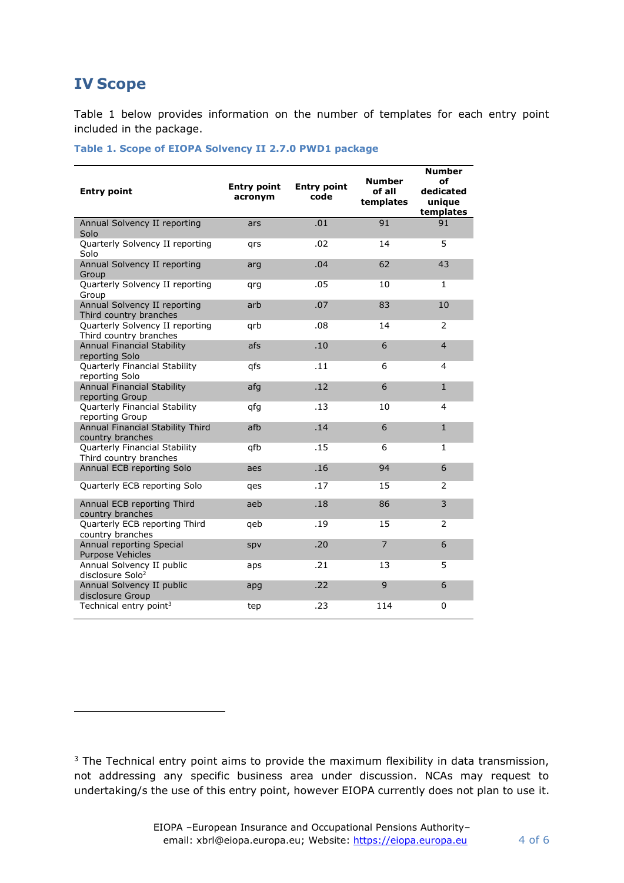# IV Scope

Table 1 below provides information on the number of templates for each entry point included in the package.

**Table 1. Scope of EIOPA Solvency II 2.7.0 PWD1 package**

| Entry point | Entry point acronym | Entry point code | Number of all templates | Number of dedicated unique templates |
|---|---|---|---|---|
| Annual Solvency II reporting Solo | ars | .01 | 91 | 91 |
| Quarterly Solvency II reporting Solo | qrs | .02 | 14 | 5 |
| Annual Solvency II reporting Group | arg | .04 | 62 | 43 |
| Quarterly Solvency II reporting Group | qrg | .05 | 10 | 1 |
| Annual Solvency II reporting Third country branches | arb | .07 | 83 | 10 |
| Quarterly Solvency II reporting Third country branches | qrb | .08 | 14 | 2 |
| Annual Financial Stability reporting Solo | afs | .10 | 6 | 4 |
| Quarterly Financial Stability reporting Solo | qfs | .11 | 6 | 4 |
| Annual Financial Stability reporting Group | afg | .12 | 6 | 1 |
| Quarterly Financial Stability reporting Group | qfg | .13 | 10 | 4 |
| Annual Financial Stability Third country branches | afb | .14 | 6 | 1 |
| Quarterly Financial Stability Third country branches | qfb | .15 | 6 | 1 |
| Annual ECB reporting Solo | aes | .16 | 94 | 6 |
| Quarterly ECB reporting Solo | qes | .17 | 15 | 2 |
| Annual ECB reporting Third country branches | aeb | .18 | 86 | 3 |
| Quarterly ECB reporting Third country branches | qeb | .19 | 15 | 2 |
| Annual reporting Special Purpose Vehicles | spv | .20 | 7 | 6 |
| Annual Solvency II public disclosure Solo[2] | aps | .21 | 13 | 5 |
| Annual Solvency II public disclosure Group | apg | .22 | 9 | 6 |
| Technical entry point[3] | tep | .23 | 114 | 0 |

[3] The Technical entry point aims to provide the maximum flexibility in data transmission, not addressing any specific business area under discussion. NCAs may request to undertaking/s the use of this entry point, however EIOPA currently does not plan to use it.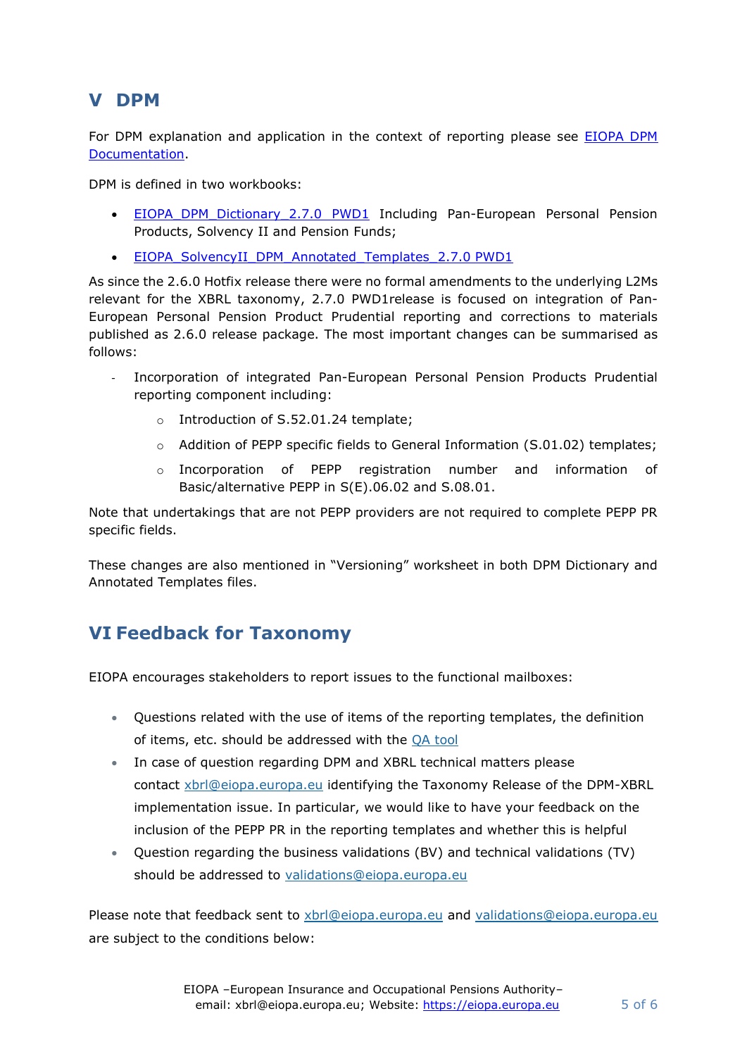# V DPM

For DPM explanation and application in the context of reporting please see [EIOPA DPM Documentation](https://eiopa.europa.eu).

DPM is defined in two workbooks:

- EIOPA_DPM_Dictionary_2.7.0_PWD1 Including Pan-European Personal Pension Products, Solvency II and Pension Funds;
- EIOPA_SolvencyII_DPM_Annotated_Templates_2.7.0 PWD1

As since the 2.6.0 Hotfix release there were no formal amendments to the underlying L2Ms relevant for the XBRL taxonomy, 2.7.0 PWD1release is focused on integration of Pan-European Personal Pension Product Prudential reporting and corrections to materials published as 2.6.0 release package. The most important changes can be summarised as follows:

- Incorporation of integrated Pan-European Personal Pension Products Prudential reporting component including:
  - Introduction of S.52.01.24 template;
  - Addition of PEPP specific fields to General Information (S.01.02) templates;
  - Incorporation of PEPP registration number and information of Basic/alternative PEPP in S(E).06.02 and S.08.01.

Note that undertakings that are not PEPP providers are not required to complete PEPP PR specific fields.

These changes are also mentioned in "Versioning" worksheet in both DPM Dictionary and Annotated Templates files.

# VI Feedback for Taxonomy

EIOPA encourages stakeholders to report issues to the functional mailboxes:

- Questions related with the use of items of the reporting templates, the definition of items, etc. should be addressed with the QA tool
- In case of question regarding DPM and XBRL technical matters please contact xbrl@eiopa.europa.eu identifying the Taxonomy Release of the DPM-XBRL implementation issue. In particular, we would like to have your feedback on the inclusion of the PEPP PR in the reporting templates and whether this is helpful
- Question regarding the business validations (BV) and technical validations (TV) should be addressed to validations@eiopa.europa.eu

Please note that feedback sent to xbrl@eiopa.europa.eu and validations@eiopa.europa.eu are subject to the conditions below: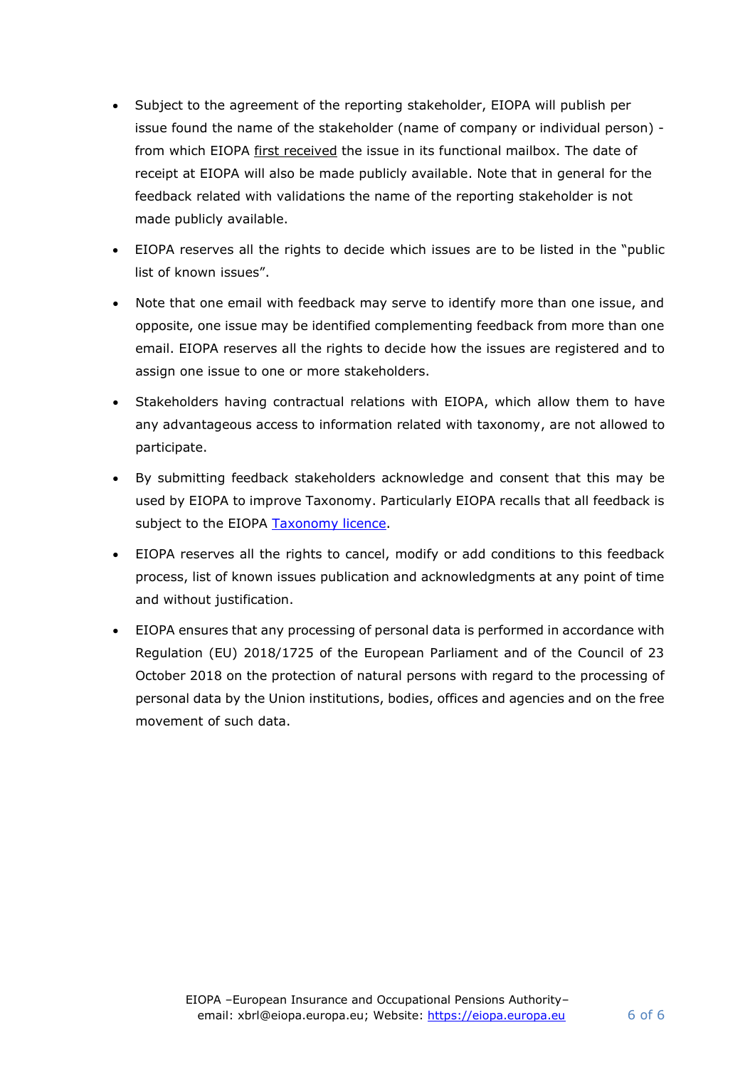- Subject to the agreement of the reporting stakeholder, EIOPA will publish per issue found the name of the stakeholder (name of company or individual person) - from which EIOPA first received the issue in its functional mailbox. The date of receipt at EIOPA will also be made publicly available. Note that in general for the feedback related with validations the name of the reporting stakeholder is not made publicly available.
- EIOPA reserves all the rights to decide which issues are to be listed in the "public list of known issues".
- Note that one email with feedback may serve to identify more than one issue, and opposite, one issue may be identified complementing feedback from more than one email. EIOPA reserves all the rights to decide how the issues are registered and to assign one issue to one or more stakeholders.
- Stakeholders having contractual relations with EIOPA, which allow them to have any advantageous access to information related with taxonomy, are not allowed to participate.
- By submitting feedback stakeholders acknowledge and consent that this may be used by EIOPA to improve Taxonomy. Particularly EIOPA recalls that all feedback is subject to the EIOPA Taxonomy licence.
- EIOPA reserves all the rights to cancel, modify or add conditions to this feedback process, list of known issues publication and acknowledgments at any point of time and without justification.
- EIOPA ensures that any processing of personal data is performed in accordance with Regulation (EU) 2018/1725 of the European Parliament and of the Council of 23 October 2018 on the protection of natural persons with regard to the processing of personal data by the Union institutions, bodies, offices and agencies and on the free movement of such data.